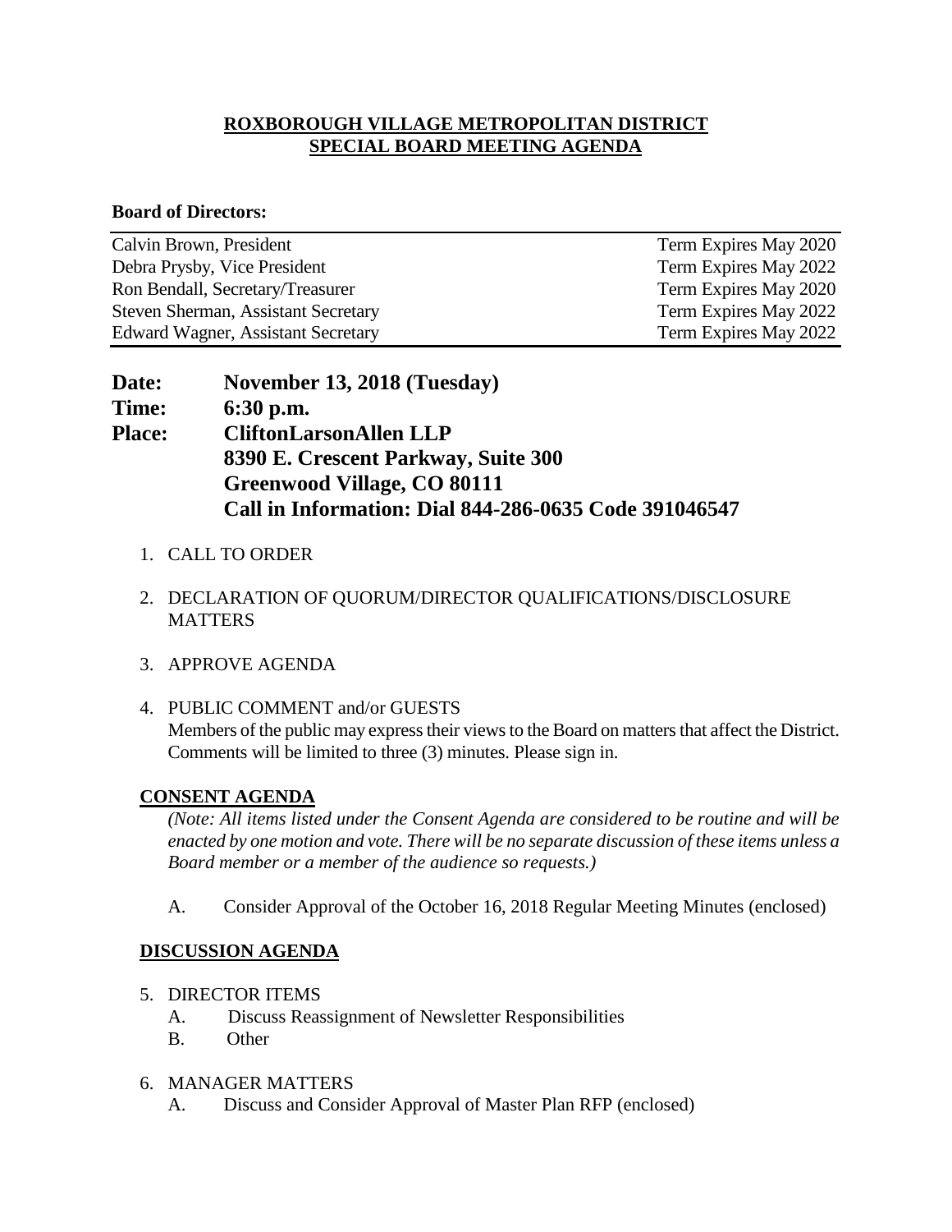# ROXBOROUGH VILLAGE METROPOLITAN DISTRICT
# SPECIAL BOARD MEETING AGENDA

**Board of Directors:**

| | |
|---|---|
| Calvin Brown, President | Term Expires May 2020 |
| Debra Prysby, Vice President | Term Expires May 2022 |
| Ron Bendall, Secretary/Treasurer | Term Expires May 2020 |
| Steven Sherman, Assistant Secretary | Term Expires May 2022 |
| Edward Wagner, Assistant Secretary | Term Expires May 2022 |

**Date:** **November 13, 2018 (Tuesday)**
**Time:** **6:30 p.m.**
**Place:** **CliftonLarsonAllen LLP**
**8390 E. Crescent Parkway, Suite 300**
**Greenwood Village, CO 80111**
**Call in Information: Dial 844-286-0635 Code 391046547**

1. CALL TO ORDER

2. DECLARATION OF QUORUM/DIRECTOR QUALIFICATIONS/DISCLOSURE MATTERS

3. APPROVE AGENDA

4. PUBLIC COMMENT and/or GUESTS
   Members of the public may express their views to the Board on matters that affect the District. Comments will be limited to three (3) minutes. Please sign in.

## CONSENT AGENDA

*(Note: All items listed under the Consent Agenda are considered to be routine and will be enacted by one motion and vote. There will be no separate discussion of these items unless a Board member or a member of the audience so requests.)*

A. Consider Approval of the October 16, 2018 Regular Meeting Minutes (enclosed)

## DISCUSSION AGENDA

5. DIRECTOR ITEMS
   A. Discuss Reassignment of Newsletter Responsibilities
   B. Other

6. MANAGER MATTERS
   A. Discuss and Consider Approval of Master Plan RFP (enclosed)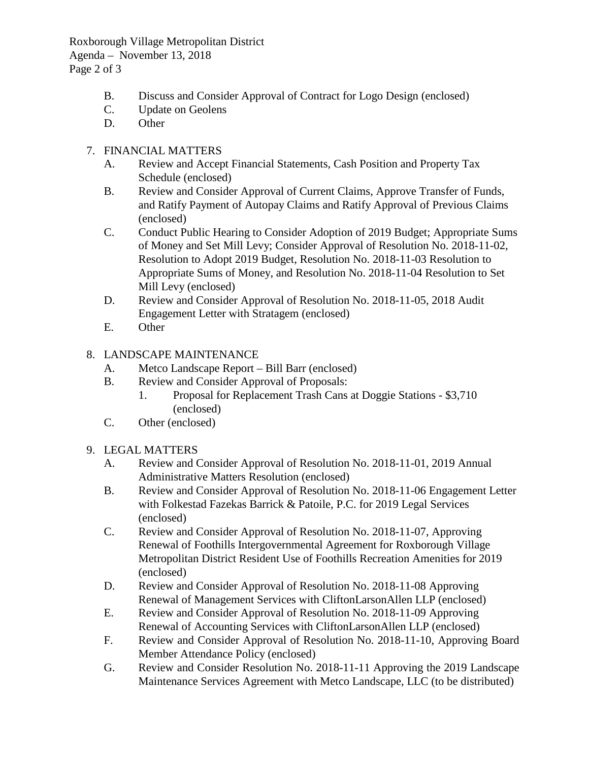B. Discuss and Consider Approval of Contract for Logo Design (enclosed)
C. Update on Geolens
D. Other

7. FINANCIAL MATTERS
   A. Review and Accept Financial Statements, Cash Position and Property Tax Schedule (enclosed)
   B. Review and Consider Approval of Current Claims, Approve Transfer of Funds, and Ratify Payment of Autopay Claims and Ratify Approval of Previous Claims (enclosed)
   C. Conduct Public Hearing to Consider Adoption of 2019 Budget; Appropriate Sums of Money and Set Mill Levy; Consider Approval of Resolution No. 2018-11-02, Resolution to Adopt 2019 Budget, Resolution No. 2018-11-03 Resolution to Appropriate Sums of Money, and Resolution No. 2018-11-04 Resolution to Set Mill Levy (enclosed)
   D. Review and Consider Approval of Resolution No. 2018-11-05, 2018 Audit Engagement Letter with Stratagem (enclosed)
   E. Other

8. LANDSCAPE MAINTENANCE
   A. Metco Landscape Report – Bill Barr (enclosed)
   B. Review and Consider Approval of Proposals:
      1. Proposal for Replacement Trash Cans at Doggie Stations - $3,710 (enclosed)
   C. Other (enclosed)

9. LEGAL MATTERS
   A. Review and Consider Approval of Resolution No. 2018-11-01, 2019 Annual Administrative Matters Resolution (enclosed)
   B. Review and Consider Approval of Resolution No. 2018-11-06 Engagement Letter with Folkestad Fazekas Barrick & Patoile, P.C. for 2019 Legal Services (enclosed)
   C. Review and Consider Approval of Resolution No. 2018-11-07, Approving Renewal of Foothills Intergovernmental Agreement for Roxborough Village Metropolitan District Resident Use of Foothills Recreation Amenities for 2019 (enclosed)
   D. Review and Consider Approval of Resolution No. 2018-11-08 Approving Renewal of Management Services with CliftonLarsonAllen LLP (enclosed)
   E. Review and Consider Approval of Resolution No. 2018-11-09 Approving Renewal of Accounting Services with CliftonLarsonAllen LLP (enclosed)
   F. Review and Consider Approval of Resolution No. 2018-11-10, Approving Board Member Attendance Policy (enclosed)
   G. Review and Consider Resolution No. 2018-11-11 Approving the 2019 Landscape Maintenance Services Agreement with Metco Landscape, LLC (to be distributed)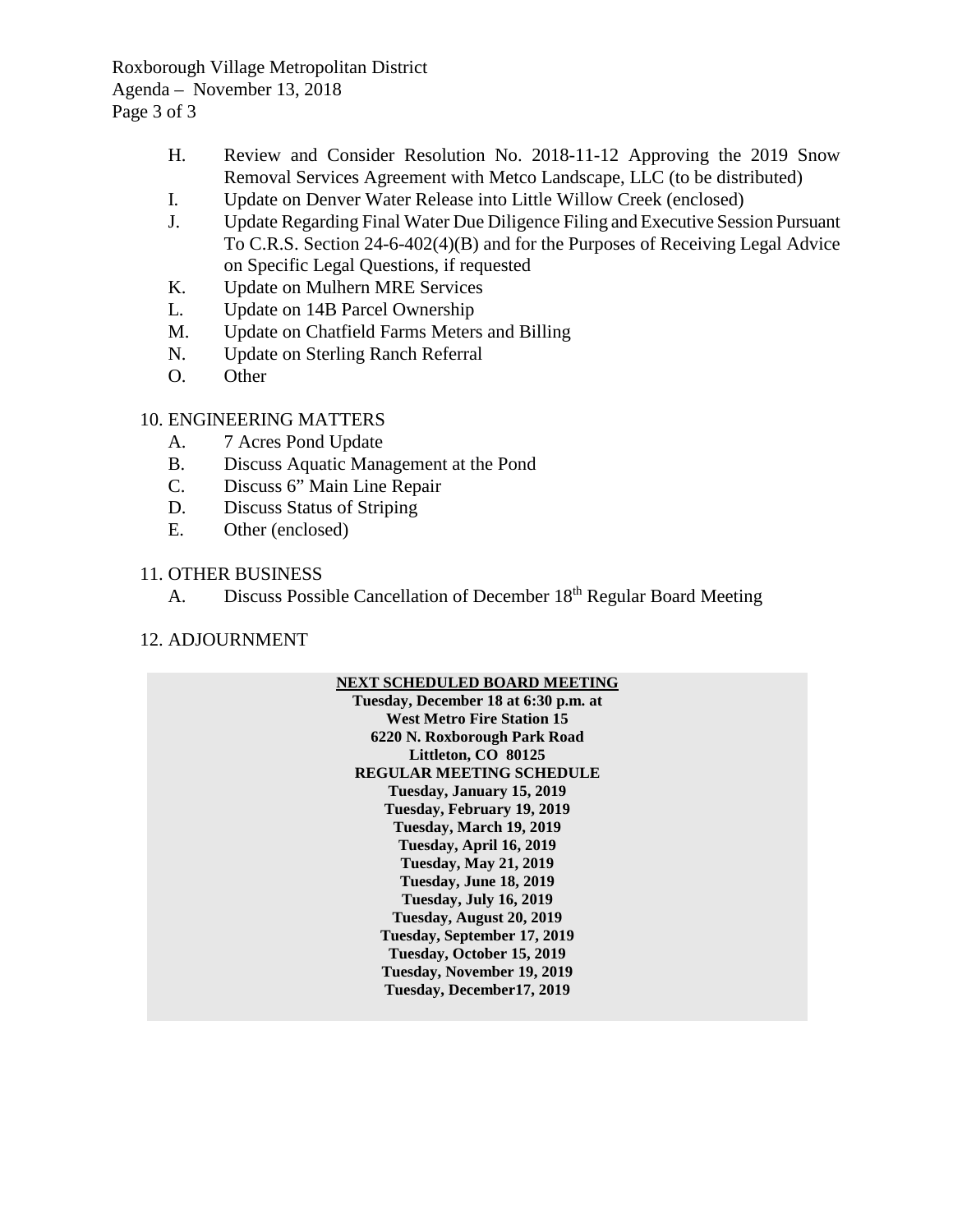H. Review and Consider Resolution No. 2018-11-12 Approving the 2019 Snow Removal Services Agreement with Metco Landscape, LLC (to be distributed)

I. Update on Denver Water Release into Little Willow Creek (enclosed)

J. Update Regarding Final Water Due Diligence Filing and Executive Session Pursuant To C.R.S. Section 24-6-402(4)(B) and for the Purposes of Receiving Legal Advice on Specific Legal Questions, if requested

K. Update on Mulhern MRE Services

L. Update on 14B Parcel Ownership

M. Update on Chatfield Farms Meters and Billing

N. Update on Sterling Ranch Referral

O. Other

10. ENGINEERING MATTERS

A. 7 Acres Pond Update

B. Discuss Aquatic Management at the Pond

C. Discuss 6" Main Line Repair

D. Discuss Status of Striping

E. Other (enclosed)

11. OTHER BUSINESS

A. Discuss Possible Cancellation of December 18th Regular Board Meeting

12. ADJOURNMENT

**NEXT SCHEDULED BOARD MEETING**
**Tuesday, December 18 at 6:30 p.m. at**
**West Metro Fire Station 15**
**6220 N. Roxborough Park Road**
**Littleton, CO 80125**

**REGULAR MEETING SCHEDULE**
**Tuesday, January 15, 2019**
**Tuesday, February 19, 2019**
**Tuesday, March 19, 2019**
**Tuesday, April 16, 2019**
**Tuesday, May 21, 2019**
**Tuesday, June 18, 2019**
**Tuesday, July 16, 2019**
**Tuesday, August 20, 2019**
**Tuesday, September 17, 2019**
**Tuesday, October 15, 2019**
**Tuesday, November 19, 2019**
**Tuesday, December17, 2019**